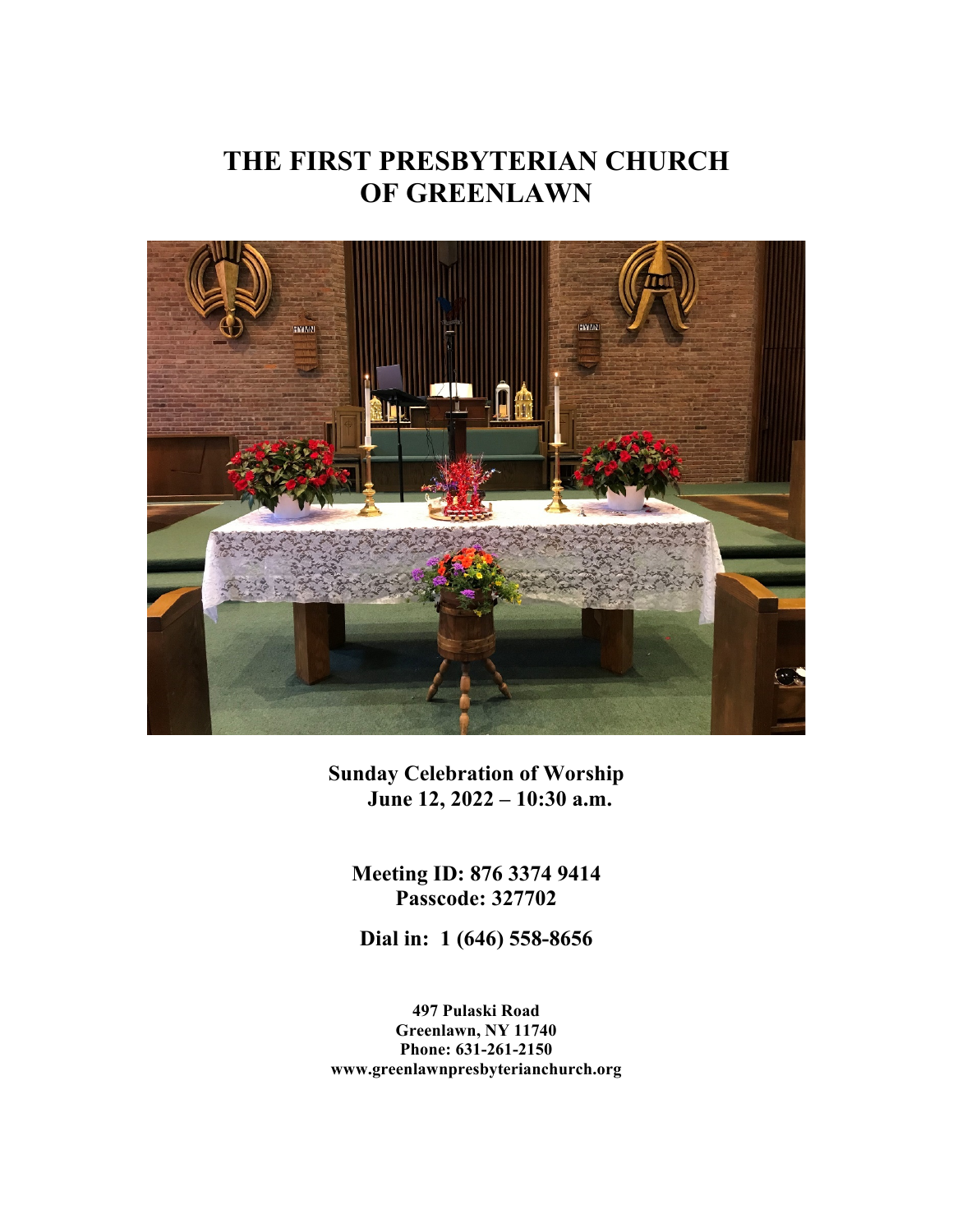# THE FIRST PRESBYTERIAN CHURCH OF GREENLAWN

**Sunday Celebration of Worship**
**June 12, 2022 – 10:30 a.m.**

**Meeting ID: 876 3374 9414**
**Passcode: 327702**

**Dial in: 1 (646) 558-8656**

**497 Pulaski Road**
**Greenlawn, NY 11740**
**Phone: 631-261-2150**
**www.greenlawnpresbyterianchurch.org**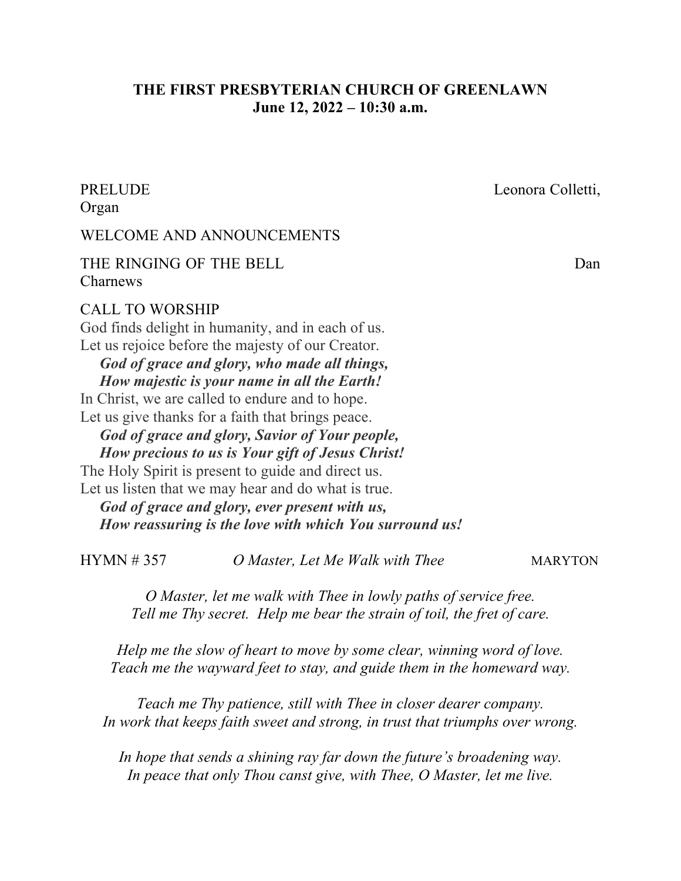**THE FIRST PRESBYTERIAN CHURCH OF GREENLAWN**
**June 12, 2022 – 10:30 a.m.**

PRELUDE Leonora Colletti, Organ

WELCOME AND ANNOUNCEMENTS

THE RINGING OF THE BELL Dan Charnews

CALL TO WORSHIP

God finds delight in humanity, and in each of us.
Let us rejoice before the majesty of our Creator.
***God of grace and glory, who made all things,***
***How majestic is your name in all the Earth!***
In Christ, we are called to endure and to hope.
Let us give thanks for a faith that brings peace.
***God of grace and glory, Savior of Your people,***
***How precious to us is Your gift of Jesus Christ!***
The Holy Spirit is present to guide and direct us.
Let us listen that we may hear and do what is true.
***God of grace and glory, ever present with us,***
***How reassuring is the love with which You surround us!***

HYMN # 357 *O Master, Let Me Walk with Thee* MARYTON

*O Master, let me walk with Thee in lowly paths of service free.*
*Tell me Thy secret. Help me bear the strain of toil, the fret of care.*

*Help me the slow of heart to move by some clear, winning word of love.*
*Teach me the wayward feet to stay, and guide them in the homeward way.*

*Teach me Thy patience, still with Thee in closer dearer company.*
*In work that keeps faith sweet and strong, in trust that triumphs over wrong.*

*In hope that sends a shining ray far down the future's broadening way.*
*In peace that only Thou canst give, with Thee, O Master, let me live.*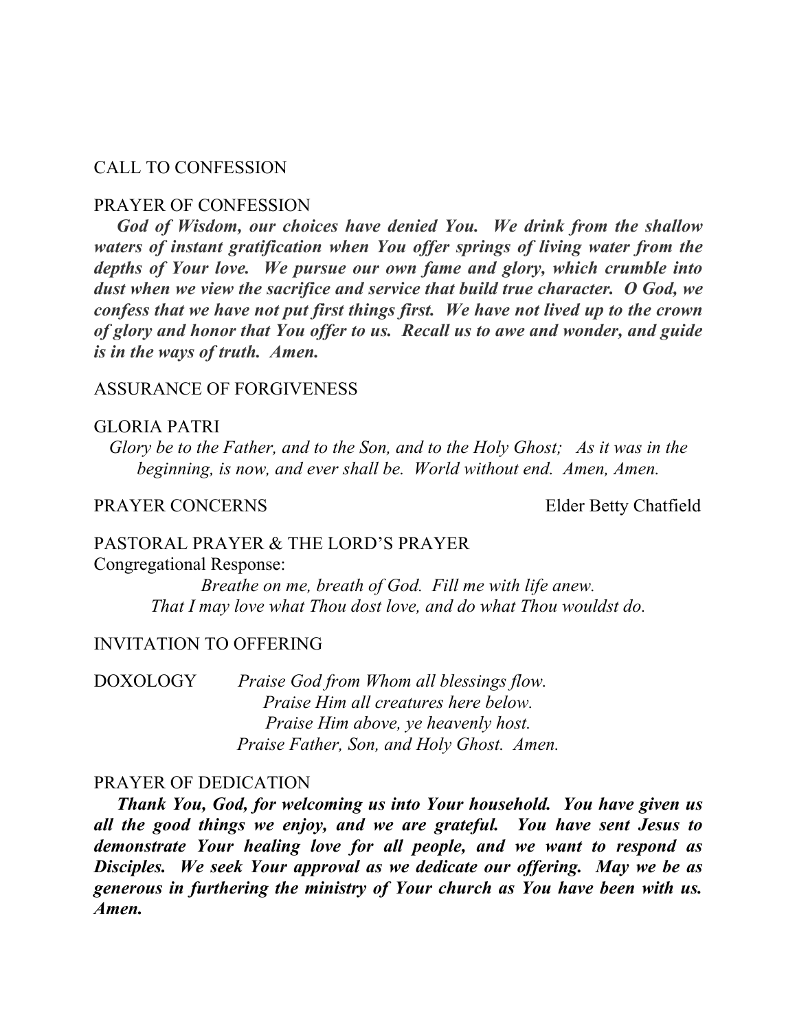CALL TO CONFESSION

PRAYER OF CONFESSION

***God of Wisdom, our choices have denied You. We drink from the shallow waters of instant gratification when You offer springs of living water from the depths of Your love. We pursue our own fame and glory, which crumble into dust when we view the sacrifice and service that build true character. O God, we confess that we have not put first things first. We have not lived up to the crown of glory and honor that You offer to us. Recall us to awe and wonder, and guide is in the ways of truth. Amen.***

ASSURANCE OF FORGIVENESS

GLORIA PATRI

*Glory be to the Father, and to the Son, and to the Holy Ghost; As it was in the beginning, is now, and ever shall be. World without end. Amen, Amen.*

PRAYER CONCERNS — Elder Betty Chatfield

PASTORAL PRAYER & THE LORD'S PRAYER

Congregational Response:

*Breathe on me, breath of God. Fill me with life anew.*
*That I may love what Thou dost love, and do what Thou wouldst do.*

INVITATION TO OFFERING

DOXOLOGY
*Praise God from Whom all blessings flow.*
*Praise Him all creatures here below.*
*Praise Him above, ye heavenly host.*
*Praise Father, Son, and Holy Ghost. Amen.*

PRAYER OF DEDICATION

***Thank You, God, for welcoming us into Your household. You have given us all the good things we enjoy, and we are grateful. You have sent Jesus to demonstrate Your healing love for all people, and we want to respond as Disciples. We seek Your approval as we dedicate our offering. May we be as generous in furthering the ministry of Your church as You have been with us. Amen.***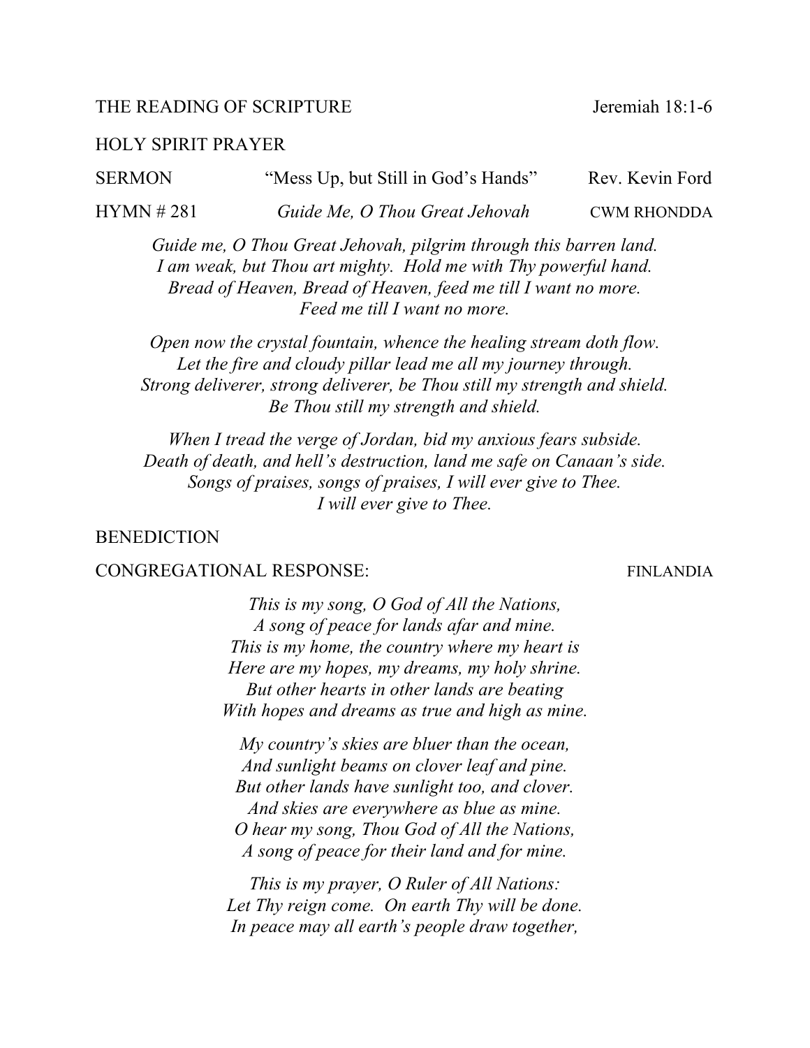THE READING OF SCRIPTURE Jeremiah 18:1-6

HOLY SPIRIT PRAYER

SERMON "Mess Up, but Still in God's Hands" Rev. Kevin Ford

HYMN # 281 *Guide Me, O Thou Great Jehovah* CWM RHONDDA

*Guide me, O Thou Great Jehovah, pilgrim through this barren land.*
*I am weak, but Thou art mighty. Hold me with Thy powerful hand.*
*Bread of Heaven, Bread of Heaven, feed me till I want no more.*
*Feed me till I want no more.*

*Open now the crystal fountain, whence the healing stream doth flow.*
*Let the fire and cloudy pillar lead me all my journey through.*
*Strong deliverer, strong deliverer, be Thou still my strength and shield.*
*Be Thou still my strength and shield.*

*When I tread the verge of Jordan, bid my anxious fears subside.*
*Death of death, and hell's destruction, land me safe on Canaan's side.*
*Songs of praises, songs of praises, I will ever give to Thee.*
*I will ever give to Thee.*

BENEDICTION

CONGREGATIONAL RESPONSE: FINLANDIA

*This is my song, O God of All the Nations,*
*A song of peace for lands afar and mine.*
*This is my home, the country where my heart is*
*Here are my hopes, my dreams, my holy shrine.*
*But other hearts in other lands are beating*
*With hopes and dreams as true and high as mine.*

*My country's skies are bluer than the ocean,*
*And sunlight beams on clover leaf and pine.*
*But other lands have sunlight too, and clover.*
*And skies are everywhere as blue as mine.*
*O hear my song, Thou God of All the Nations,*
*A song of peace for their land and for mine.*

*This is my prayer, O Ruler of All Nations:*
*Let Thy reign come. On earth Thy will be done.*
*In peace may all earth's people draw together,*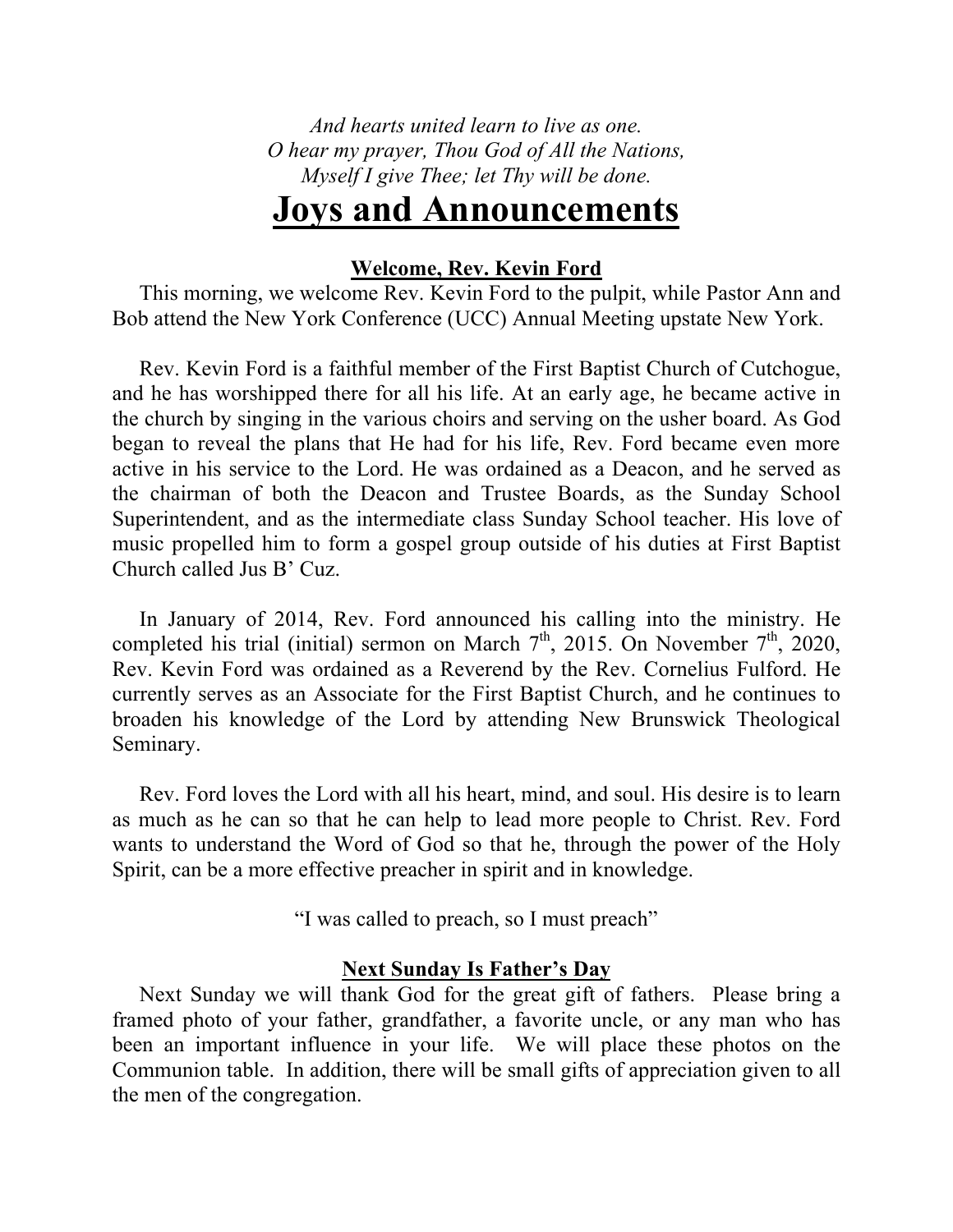*And hearts united learn to live as one.*
*O hear my prayer, Thou God of All the Nations,*
*Myself I give Thee; let Thy will be done.*

# Joys and Announcements

### Welcome, Rev. Kevin Ford

This morning, we welcome Rev. Kevin Ford to the pulpit, while Pastor Ann and Bob attend the New York Conference (UCC) Annual Meeting upstate New York.

Rev. Kevin Ford is a faithful member of the First Baptist Church of Cutchogue, and he has worshipped there for all his life. At an early age, he became active in the church by singing in the various choirs and serving on the usher board. As God began to reveal the plans that He had for his life, Rev. Ford became even more active in his service to the Lord. He was ordained as a Deacon, and he served as the chairman of both the Deacon and Trustee Boards, as the Sunday School Superintendent, and as the intermediate class Sunday School teacher. His love of music propelled him to form a gospel group outside of his duties at First Baptist Church called Jus B' Cuz.

In January of 2014, Rev. Ford announced his calling into the ministry. He completed his trial (initial) sermon on March 7th, 2015. On November 7th, 2020, Rev. Kevin Ford was ordained as a Reverend by the Rev. Cornelius Fulford. He currently serves as an Associate for the First Baptist Church, and he continues to broaden his knowledge of the Lord by attending New Brunswick Theological Seminary.

Rev. Ford loves the Lord with all his heart, mind, and soul. His desire is to learn as much as he can so that he can help to lead more people to Christ. Rev. Ford wants to understand the Word of God so that he, through the power of the Holy Spirit, can be a more effective preacher in spirit and in knowledge.

"I was called to preach, so I must preach"

### Next Sunday Is Father's Day

Next Sunday we will thank God for the great gift of fathers. Please bring a framed photo of your father, grandfather, a favorite uncle, or any man who has been an important influence in your life. We will place these photos on the Communion table. In addition, there will be small gifts of appreciation given to all the men of the congregation.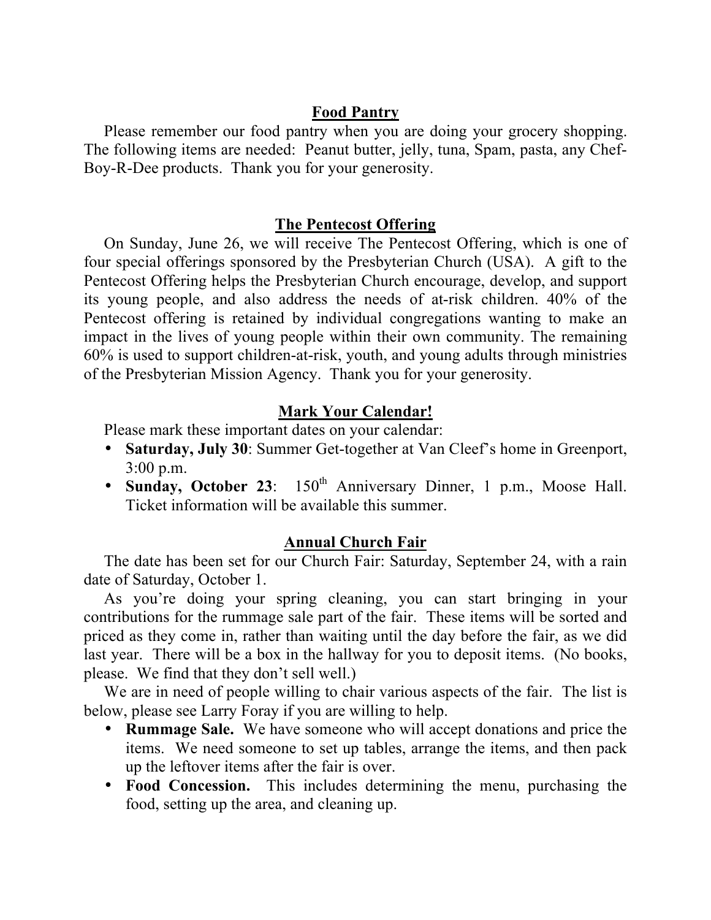## Food Pantry

Please remember our food pantry when you are doing your grocery shopping. The following items are needed: Peanut butter, jelly, tuna, Spam, pasta, any Chef-Boy-R-Dee products. Thank you for your generosity.

## The Pentecost Offering

On Sunday, June 26, we will receive The Pentecost Offering, which is one of four special offerings sponsored by the Presbyterian Church (USA). A gift to the Pentecost Offering helps the Presbyterian Church encourage, develop, and support its young people, and also address the needs of at-risk children. 40% of the Pentecost offering is retained by individual congregations wanting to make an impact in the lives of young people within their own community. The remaining 60% is used to support children-at-risk, youth, and young adults through ministries of the Presbyterian Mission Agency. Thank you for your generosity.

## Mark Your Calendar!

Please mark these important dates on your calendar:

- **Saturday, July 30**: Summer Get-together at Van Cleef's home in Greenport, 3:00 p.m.
- **Sunday, October 23**: 150th Anniversary Dinner, 1 p.m., Moose Hall. Ticket information will be available this summer.

## Annual Church Fair

The date has been set for our Church Fair: Saturday, September 24, with a rain date of Saturday, October 1.

As you're doing your spring cleaning, you can start bringing in your contributions for the rummage sale part of the fair. These items will be sorted and priced as they come in, rather than waiting until the day before the fair, as we did last year. There will be a box in the hallway for you to deposit items. (No books, please. We find that they don't sell well.)

We are in need of people willing to chair various aspects of the fair. The list is below, please see Larry Foray if you are willing to help.

- **Rummage Sale.** We have someone who will accept donations and price the items. We need someone to set up tables, arrange the items, and then pack up the leftover items after the fair is over.
- **Food Concession.** This includes determining the menu, purchasing the food, setting up the area, and cleaning up.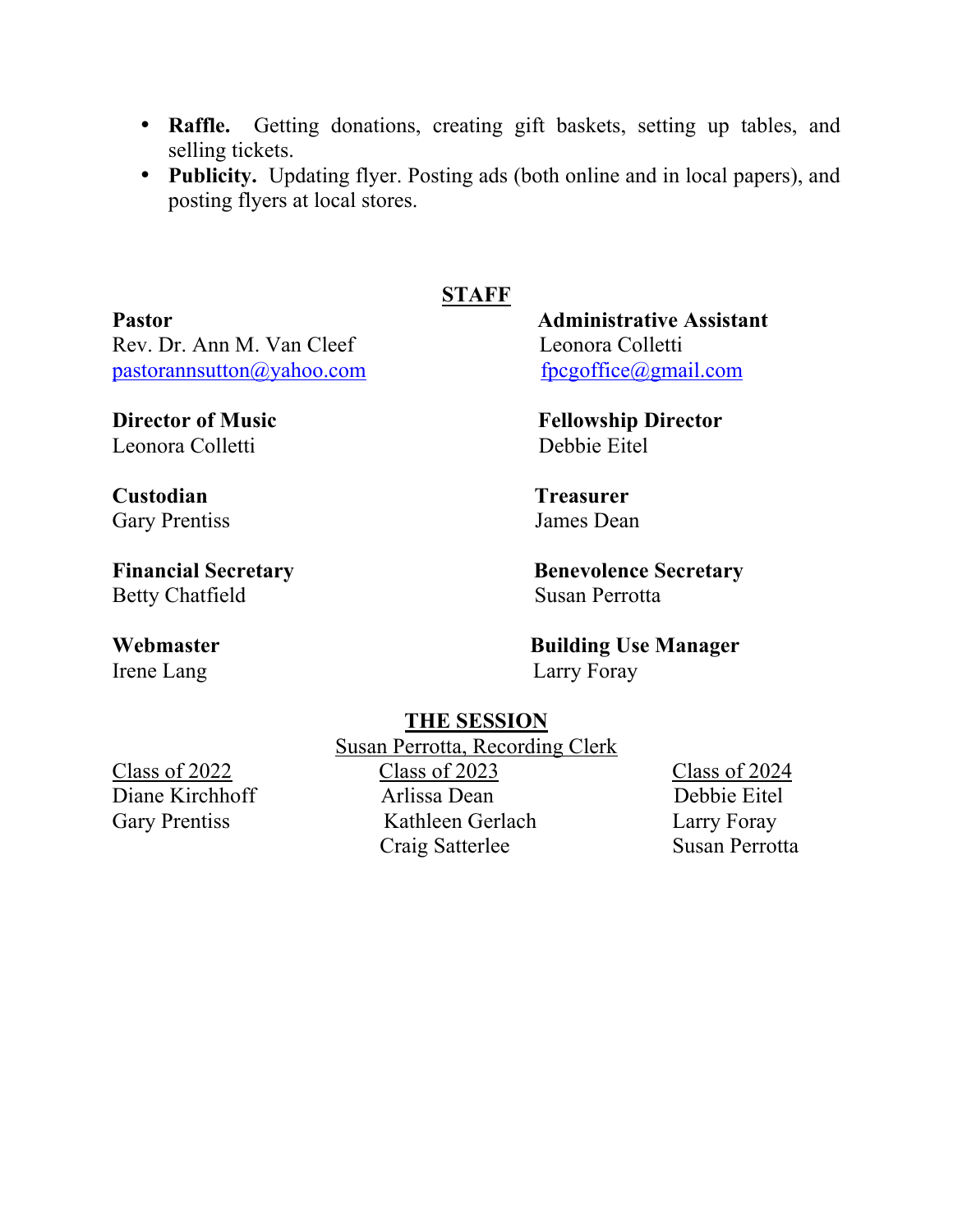- **Raffle.** Getting donations, creating gift baskets, setting up tables, and selling tickets.
- **Publicity.** Updating flyer. Posting ads (both online and in local papers), and posting flyers at local stores.

## STAFF

**Pastor**
Rev. Dr. Ann M. Van Cleef
pastorannsutton@yahoo.com

**Administrative Assistant**
Leonora Colletti
fpcgoffice@gmail.com

**Director of Music**
Leonora Colletti

**Fellowship Director**
Debbie Eitel

**Custodian**
Gary Prentiss

**Treasurer**
James Dean

**Financial Secretary**
Betty Chatfield

**Benevolence Secretary**
Susan Perrotta

**Webmaster**
Irene Lang

**Building Use Manager**
Larry Foray

## THE SESSION

Susan Perrotta, Recording Clerk

| Class of 2022 | Class of 2023 | Class of 2024 |
|---|---|---|
| Diane Kirchhoff | Arlissa Dean | Debbie Eitel |
| Gary Prentiss | Kathleen Gerlach | Larry Foray |
| | Craig Satterlee | Susan Perrotta |